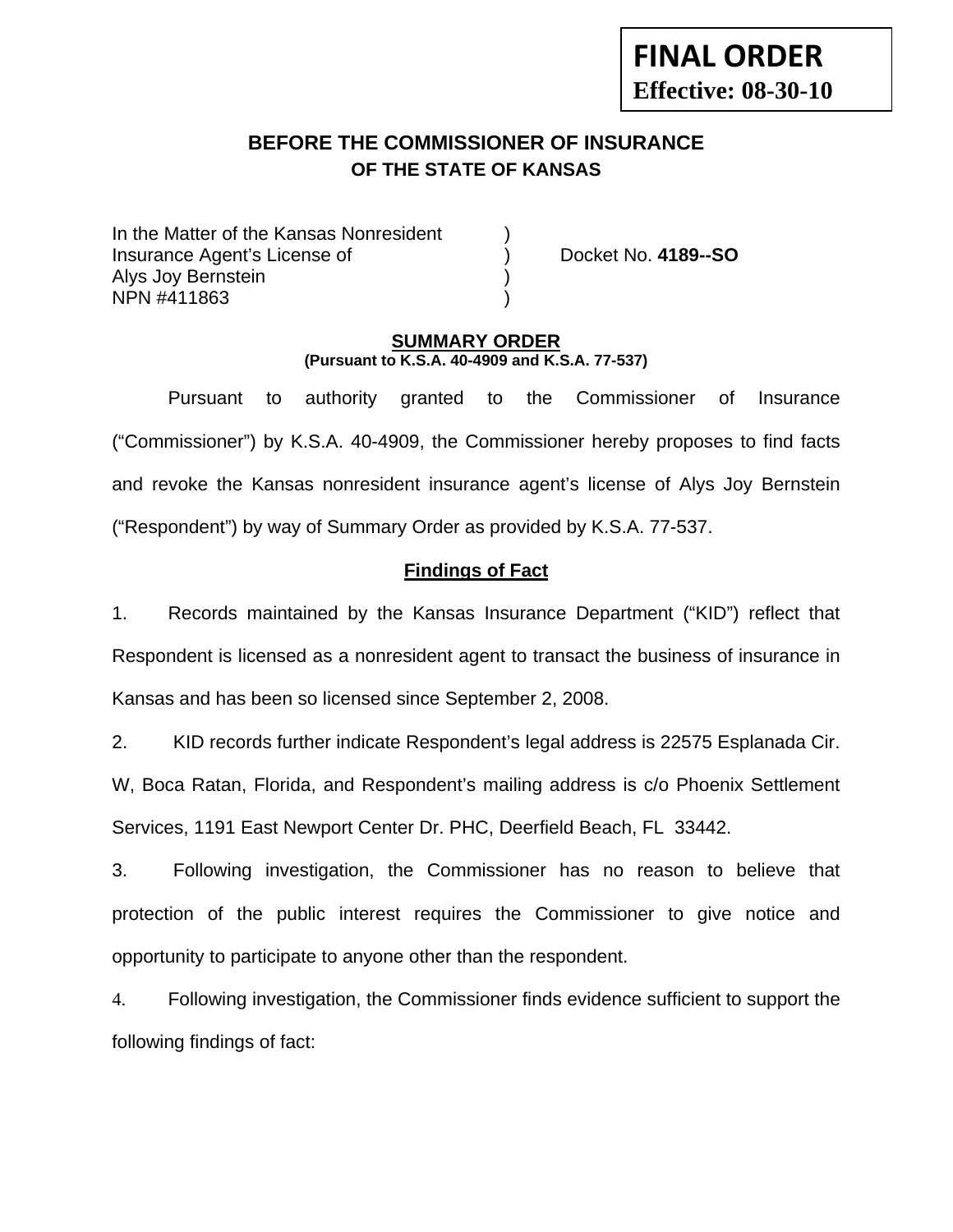**FINAL ORDER**
**Effective: 08-30-10**

# BEFORE THE COMMISSIONER OF INSURANCE
## OF THE STATE OF KANSAS

| | | |
|---|---|---|
| In the Matter of the Kansas Nonresident | ) | |
| Insurance Agent's License of | ) | Docket No. **4189--SO** |
| Alys Joy Bernstein | ) | |
| NPN #411863 | ) | |

### SUMMARY ORDER
**(Pursuant to K.S.A. 40-4909 and K.S.A. 77-537)**

Pursuant to authority granted to the Commissioner of Insurance ("Commissioner") by K.S.A. 40-4909, the Commissioner hereby proposes to find facts and revoke the Kansas nonresident insurance agent's license of Alys Joy Bernstein ("Respondent") by way of Summary Order as provided by K.S.A. 77-537.

### Findings of Fact

1. Records maintained by the Kansas Insurance Department ("KID") reflect that Respondent is licensed as a nonresident agent to transact the business of insurance in Kansas and has been so licensed since September 2, 2008.

2. KID records further indicate Respondent's legal address is 22575 Esplanada Cir. W, Boca Ratan, Florida, and Respondent's mailing address is c/o Phoenix Settlement Services, 1191 East Newport Center Dr. PHC, Deerfield Beach, FL 33442.

3. Following investigation, the Commissioner has no reason to believe that protection of the public interest requires the Commissioner to give notice and opportunity to participate to anyone other than the respondent.

4. Following investigation, the Commissioner finds evidence sufficient to support the following findings of fact: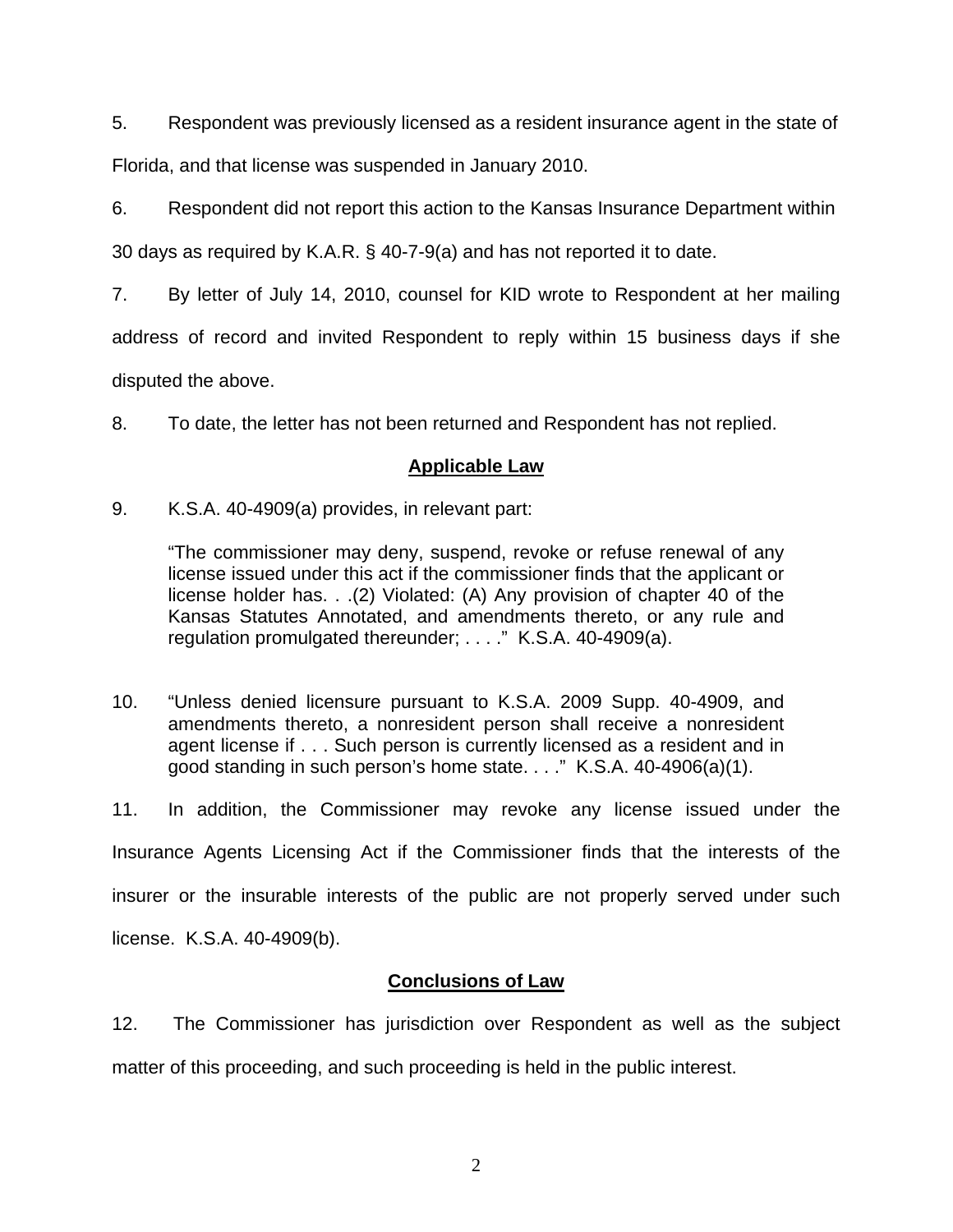5. Respondent was previously licensed as a resident insurance agent in the state of Florida, and that license was suspended in January 2010.

6. Respondent did not report this action to the Kansas Insurance Department within 30 days as required by K.A.R. § 40-7-9(a) and has not reported it to date.

7. By letter of July 14, 2010, counsel for KID wrote to Respondent at her mailing address of record and invited Respondent to reply within 15 business days if she disputed the above.

8. To date, the letter has not been returned and Respondent has not replied.

## Applicable Law

9. K.S.A. 40-4909(a) provides, in relevant part:

> "The commissioner may deny, suspend, revoke or refuse renewal of any license issued under this act if the commissioner finds that the applicant or license holder has. . .(2) Violated: (A) Any provision of chapter 40 of the Kansas Statutes Annotated, and amendments thereto, or any rule and regulation promulgated thereunder; . . . ." K.S.A. 40-4909(a).

10. "Unless denied licensure pursuant to K.S.A. 2009 Supp. 40-4909, and amendments thereto, a nonresident person shall receive a nonresident agent license if . . . Such person is currently licensed as a resident and in good standing in such person's home state. . . ." K.S.A. 40-4906(a)(1).

11. In addition, the Commissioner may revoke any license issued under the Insurance Agents Licensing Act if the Commissioner finds that the interests of the insurer or the insurable interests of the public are not properly served under such license. K.S.A. 40-4909(b).

## Conclusions of Law

12. The Commissioner has jurisdiction over Respondent as well as the subject matter of this proceeding, and such proceeding is held in the public interest.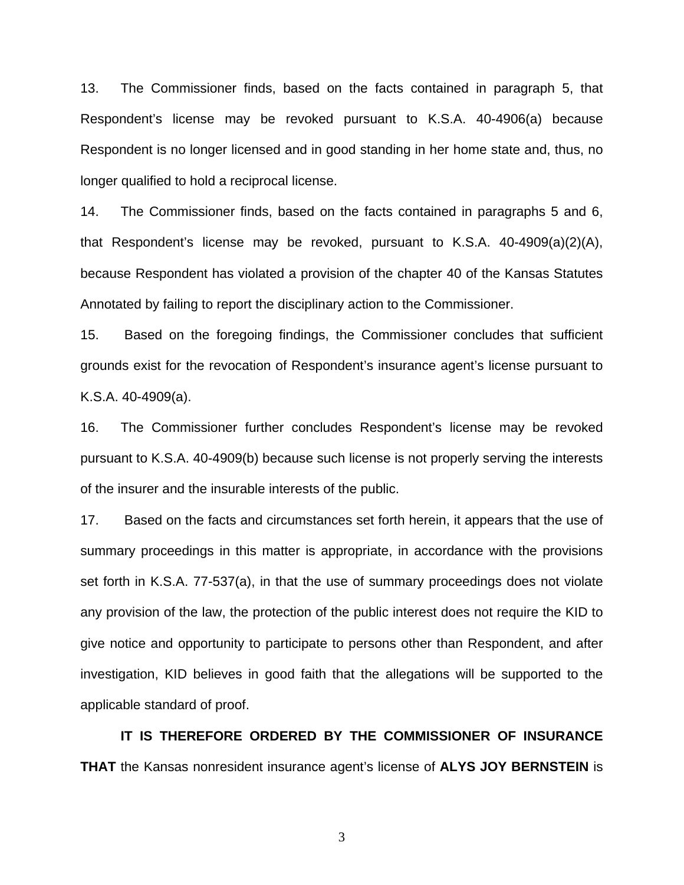13. The Commissioner finds, based on the facts contained in paragraph 5, that Respondent's license may be revoked pursuant to K.S.A. 40-4906(a) because Respondent is no longer licensed and in good standing in her home state and, thus, no longer qualified to hold a reciprocal license.

14. The Commissioner finds, based on the facts contained in paragraphs 5 and 6, that Respondent's license may be revoked, pursuant to K.S.A. 40-4909(a)(2)(A), because Respondent has violated a provision of the chapter 40 of the Kansas Statutes Annotated by failing to report the disciplinary action to the Commissioner.

15. Based on the foregoing findings, the Commissioner concludes that sufficient grounds exist for the revocation of Respondent's insurance agent's license pursuant to K.S.A. 40-4909(a).

16. The Commissioner further concludes Respondent's license may be revoked pursuant to K.S.A. 40-4909(b) because such license is not properly serving the interests of the insurer and the insurable interests of the public.

17. Based on the facts and circumstances set forth herein, it appears that the use of summary proceedings in this matter is appropriate, in accordance with the provisions set forth in K.S.A. 77-537(a), in that the use of summary proceedings does not violate any provision of the law, the protection of the public interest does not require the KID to give notice and opportunity to participate to persons other than Respondent, and after investigation, KID believes in good faith that the allegations will be supported to the applicable standard of proof.

**IT IS THEREFORE ORDERED BY THE COMMISSIONER OF INSURANCE THAT** the Kansas nonresident insurance agent's license of **ALYS JOY BERNSTEIN** is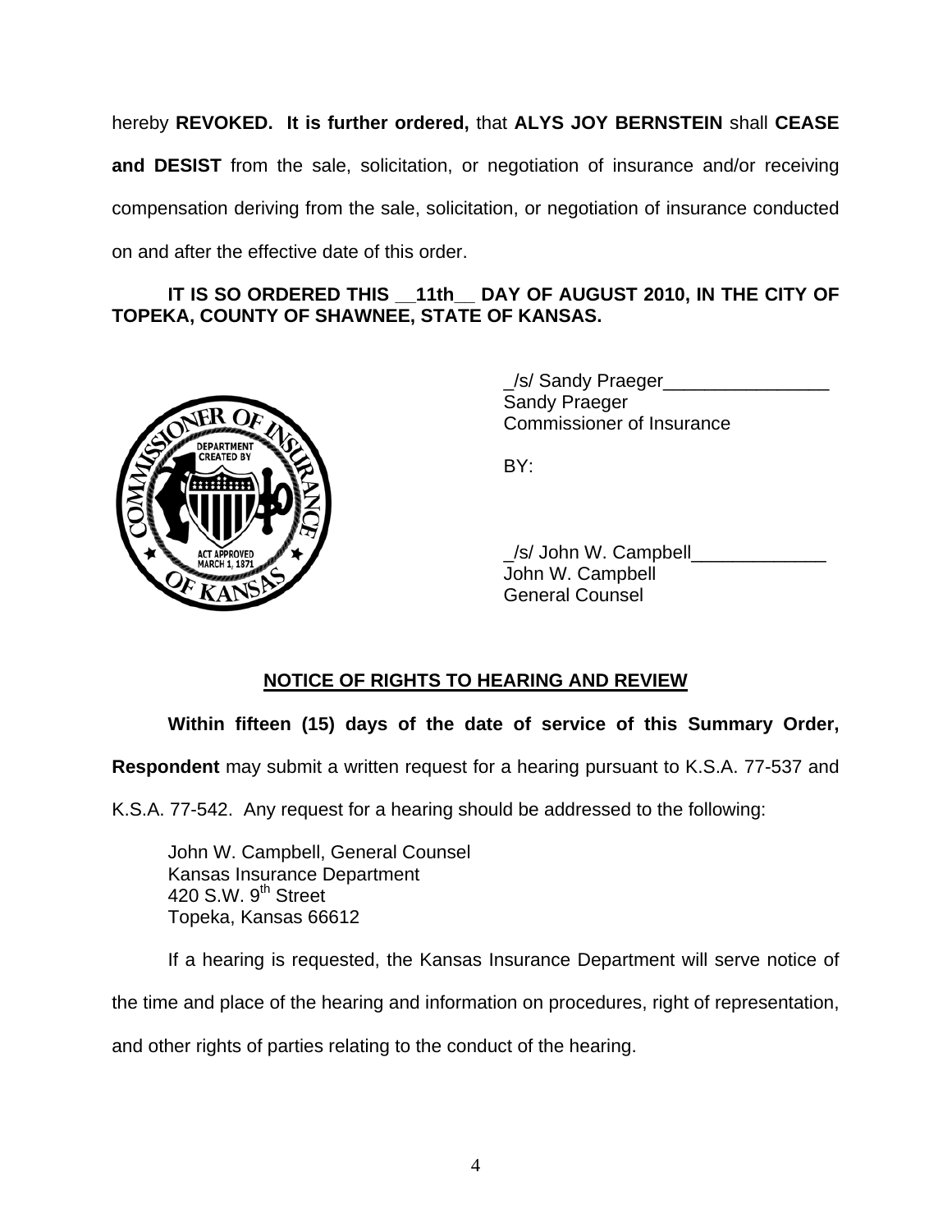hereby **REVOKED. It is further ordered,** that **ALYS JOY BERNSTEIN** shall **CEASE and DESIST** from the sale, solicitation, or negotiation of insurance and/or receiving compensation deriving from the sale, solicitation, or negotiation of insurance conducted on and after the effective date of this order.

**IT IS SO ORDERED THIS __11th__ DAY OF AUGUST 2010, IN THE CITY OF TOPEKA, COUNTY OF SHAWNEE, STATE OF KANSAS.**

_/s/ Sandy Praeger________________
Sandy Praeger
Commissioner of Insurance

BY:

_/s/ John W. Campbell_____________
John W. Campbell
General Counsel

## NOTICE OF RIGHTS TO HEARING AND REVIEW

**Within fifteen (15) days of the date of service of this Summary Order, Respondent** may submit a written request for a hearing pursuant to K.S.A. 77-537 and K.S.A. 77-542. Any request for a hearing should be addressed to the following:

John W. Campbell, General Counsel
Kansas Insurance Department
420 S.W. 9th Street
Topeka, Kansas 66612

If a hearing is requested, the Kansas Insurance Department will serve notice of the time and place of the hearing and information on procedures, right of representation, and other rights of parties relating to the conduct of the hearing.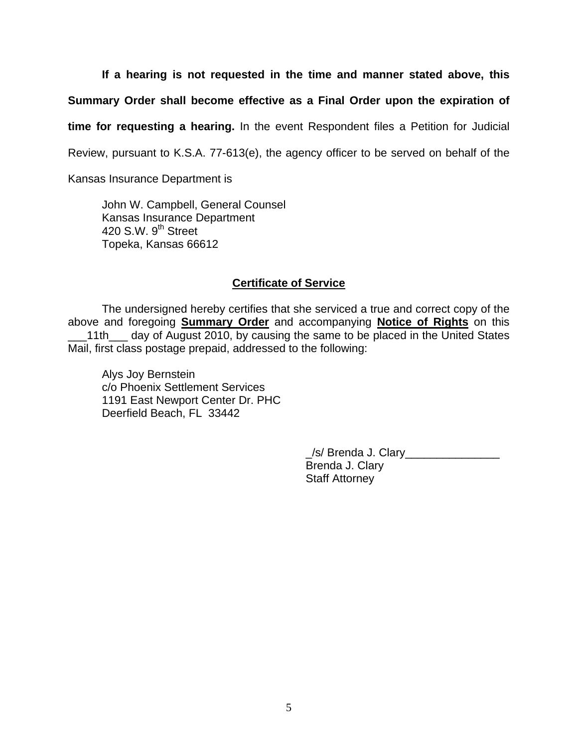**If a hearing is not requested in the time and manner stated above, this Summary Order shall become effective as a Final Order upon the expiration of time for requesting a hearing.** In the event Respondent files a Petition for Judicial Review, pursuant to K.S.A. 77-613(e), the agency officer to be served on behalf of the Kansas Insurance Department is

John W. Campbell, General Counsel
Kansas Insurance Department
420 S.W. 9th Street
Topeka, Kansas 66612

## Certificate of Service

The undersigned hereby certifies that she serviced a true and correct copy of the above and foregoing **Summary Order** and accompanying **Notice of Rights** on this ___11th___ day of August 2010, by causing the same to be placed in the United States Mail, first class postage prepaid, addressed to the following:

Alys Joy Bernstein
c/o Phoenix Settlement Services
1191 East Newport Center Dr. PHC
Deerfield Beach, FL 33442

_/s/ Brenda J. Clary_______________
Brenda J. Clary
Staff Attorney